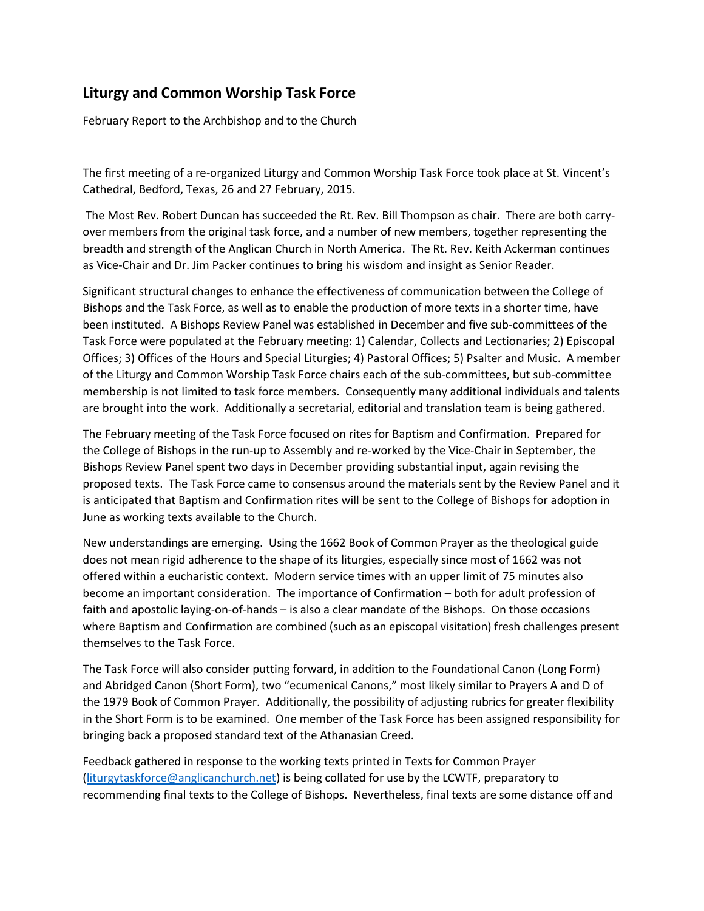## Liturgy and Common Worship Task Force

February Report to the Archbishop and to the Church

The first meeting of a re-organized Liturgy and Common Worship Task Force took place at St. Vincent's Cathedral, Bedford, Texas, 26 and 27 February, 2015.

The Most Rev. Robert Duncan has succeeded the Rt. Rev. Bill Thompson as chair. There are both carry-over members from the original task force, and a number of new members, together representing the breadth and strength of the Anglican Church in North America. The Rt. Rev. Keith Ackerman continues as Vice-Chair and Dr. Jim Packer continues to bring his wisdom and insight as Senior Reader.

Significant structural changes to enhance the effectiveness of communication between the College of Bishops and the Task Force, as well as to enable the production of more texts in a shorter time, have been instituted. A Bishops Review Panel was established in December and five sub-committees of the Task Force were populated at the February meeting: 1) Calendar, Collects and Lectionaries; 2) Episcopal Offices; 3) Offices of the Hours and Special Liturgies; 4) Pastoral Offices; 5) Psalter and Music. A member of the Liturgy and Common Worship Task Force chairs each of the sub-committees, but sub-committee membership is not limited to task force members. Consequently many additional individuals and talents are brought into the work. Additionally a secretarial, editorial and translation team is being gathered.

The February meeting of the Task Force focused on rites for Baptism and Confirmation. Prepared for the College of Bishops in the run-up to Assembly and re-worked by the Vice-Chair in September, the Bishops Review Panel spent two days in December providing substantial input, again revising the proposed texts. The Task Force came to consensus around the materials sent by the Review Panel and it is anticipated that Baptism and Confirmation rites will be sent to the College of Bishops for adoption in June as working texts available to the Church.

New understandings are emerging. Using the 1662 Book of Common Prayer as the theological guide does not mean rigid adherence to the shape of its liturgies, especially since most of 1662 was not offered within a eucharistic context. Modern service times with an upper limit of 75 minutes also become an important consideration. The importance of Confirmation – both for adult profession of faith and apostolic laying-on-of-hands – is also a clear mandate of the Bishops. On those occasions where Baptism and Confirmation are combined (such as an episcopal visitation) fresh challenges present themselves to the Task Force.

The Task Force will also consider putting forward, in addition to the Foundational Canon (Long Form) and Abridged Canon (Short Form), two "ecumenical Canons," most likely similar to Prayers A and D of the 1979 Book of Common Prayer. Additionally, the possibility of adjusting rubrics for greater flexibility in the Short Form is to be examined. One member of the Task Force has been assigned responsibility for bringing back a proposed standard text of the Athanasian Creed.

Feedback gathered in response to the working texts printed in Texts for Common Prayer (liturgytaskforce@anglicanchurch.net) is being collated for use by the LCWTF, preparatory to recommending final texts to the College of Bishops. Nevertheless, final texts are some distance off and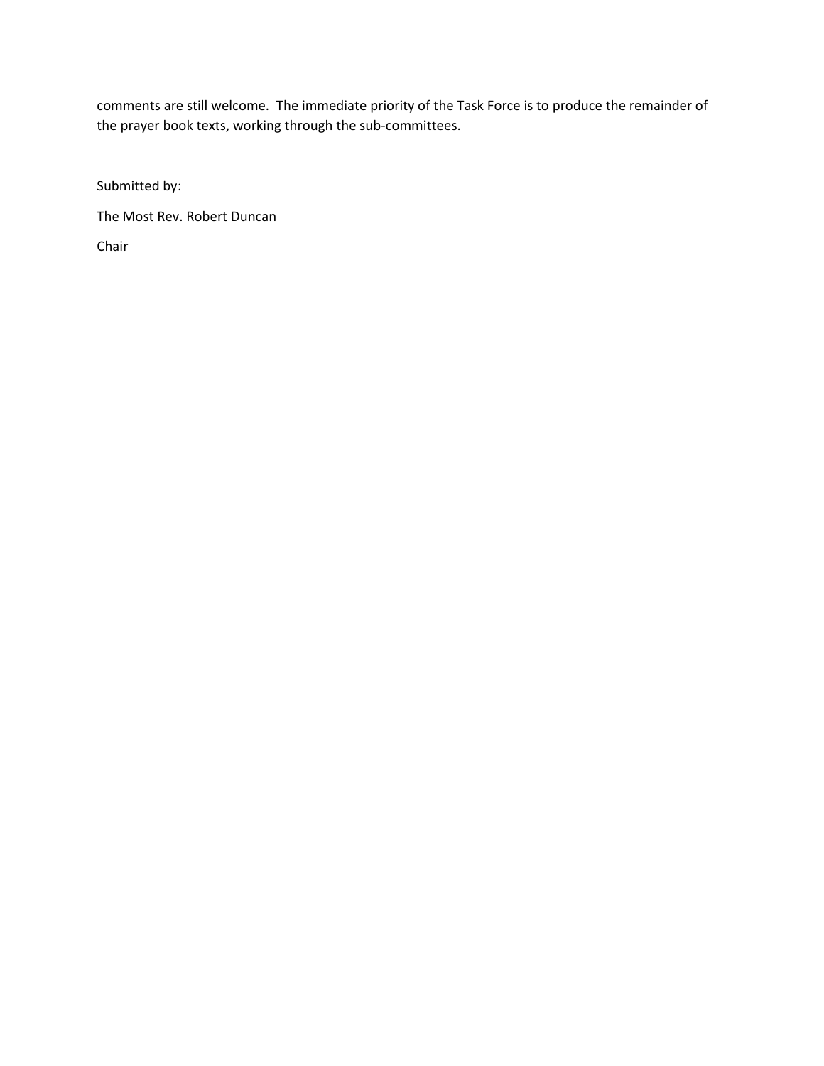comments are still welcome. The immediate priority of the Task Force is to produce the remainder of the prayer book texts, working through the sub-committees.

Submitted by:

The Most Rev. Robert Duncan

Chair